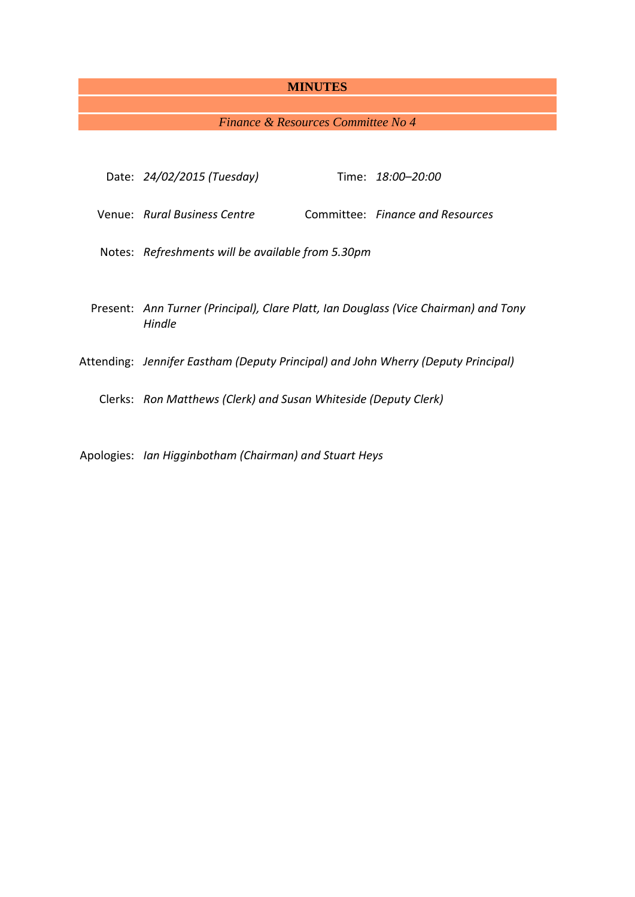# MINUTES

*Finance & Resources Committee No 4*

Date: *24/02/2015 (Tuesday)* Time: *18:00–20:00*

Venue: *Rural Business Centre* Committee: *Finance and Resources*

Notes: *Refreshments will be available from 5.30pm*

Present: *Ann Turner (Principal), Clare Platt, Ian Douglass (Vice Chairman) and Tony Hindle*

Attending: *Jennifer Eastham (Deputy Principal) and John Wherry (Deputy Principal)*

Clerks: *Ron Matthews (Clerk) and Susan Whiteside (Deputy Clerk)*

Apologies: *Ian Higginbotham (Chairman) and Stuart Heys*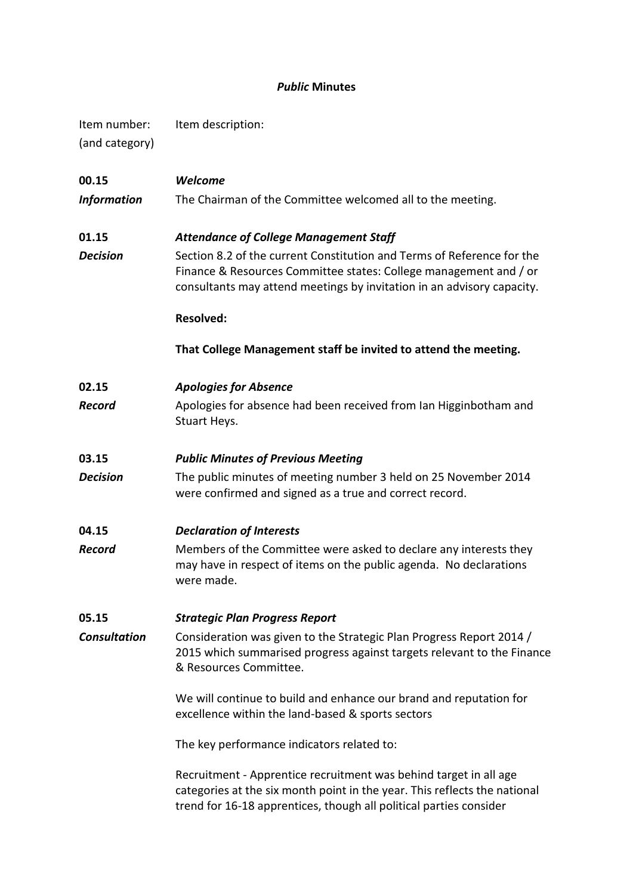**_Public_ Minutes**

| Item number: (and category) | Item description: |
|---|---|
| **00.15** | ***Welcome*** |
| ***Information*** | The Chairman of the Committee welcomed all to the meeting. |
| **01.15** | ***Attendance of College Management Staff*** |
| ***Decision*** | Section 8.2 of the current Constitution and Terms of Reference for the Finance & Resources Committee states: College management and / or consultants may attend meetings by invitation in an advisory capacity.<br><br>**Resolved:**<br><br>**That College Management staff be invited to attend the meeting.** |
| **02.15** | ***Apologies for Absence*** |
| ***Record*** | Apologies for absence had been received from Ian Higginbotham and Stuart Heys. |
| **03.15** | ***Public Minutes of Previous Meeting*** |
| ***Decision*** | The public minutes of meeting number 3 held on 25 November 2014 were confirmed and signed as a true and correct record. |
| **04.15** | ***Declaration of Interests*** |
| ***Record*** | Members of the Committee were asked to declare any interests they may have in respect of items on the public agenda. No declarations were made. |
| **05.15** | ***Strategic Plan Progress Report*** |
| ***Consultation*** | Consideration was given to the Strategic Plan Progress Report 2014 / 2015 which summarised progress against targets relevant to the Finance & Resources Committee.<br><br>We will continue to build and enhance our brand and reputation for excellence within the land-based & sports sectors<br><br>The key performance indicators related to:<br><br>Recruitment - Apprentice recruitment was behind target in all age categories at the six month point in the year. This reflects the national trend for 16-18 apprentices, though all political parties consider |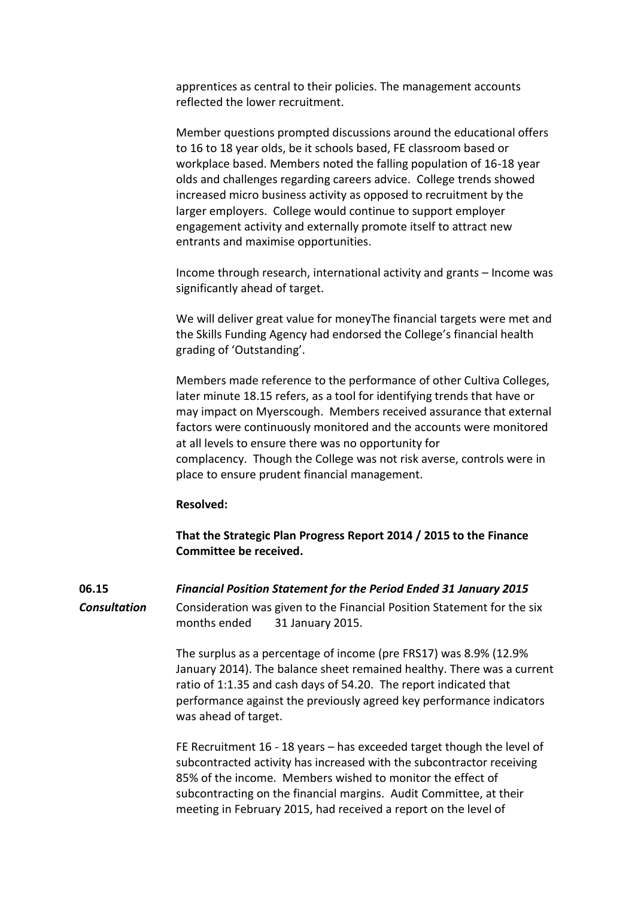apprentices as central to their policies. The management accounts reflected the lower recruitment.

Member questions prompted discussions around the educational offers to 16 to 18 year olds, be it schools based, FE classroom based or workplace based. Members noted the falling population of 16-18 year olds and challenges regarding careers advice. College trends showed increased micro business activity as opposed to recruitment by the larger employers. College would continue to support employer engagement activity and externally promote itself to attract new entrants and maximise opportunities.

Income through research, international activity and grants – Income was significantly ahead of target.

We will deliver great value for moneyThe financial targets were met and the Skills Funding Agency had endorsed the College's financial health grading of 'Outstanding'.

Members made reference to the performance of other Cultiva Colleges, later minute 18.15 refers, as a tool for identifying trends that have or may impact on Myerscough. Members received assurance that external factors were continuously monitored and the accounts were monitored at all levels to ensure there was no opportunity for complacency. Though the College was not risk averse, controls were in place to ensure prudent financial management.

**Resolved:**

**That the Strategic Plan Progress Report 2014 / 2015 to the Finance Committee be received.**

**06.15** ***Financial Position Statement for the Period Ended 31 January 2015***

***Consultation***

Consideration was given to the Financial Position Statement for the six months ended 31 January 2015.

The surplus as a percentage of income (pre FRS17) was 8.9% (12.9% January 2014). The balance sheet remained healthy. There was a current ratio of 1:1.35 and cash days of 54.20. The report indicated that performance against the previously agreed key performance indicators was ahead of target.

FE Recruitment 16 - 18 years – has exceeded target though the level of subcontracted activity has increased with the subcontractor receiving 85% of the income. Members wished to monitor the effect of subcontracting on the financial margins. Audit Committee, at their meeting in February 2015, had received a report on the level of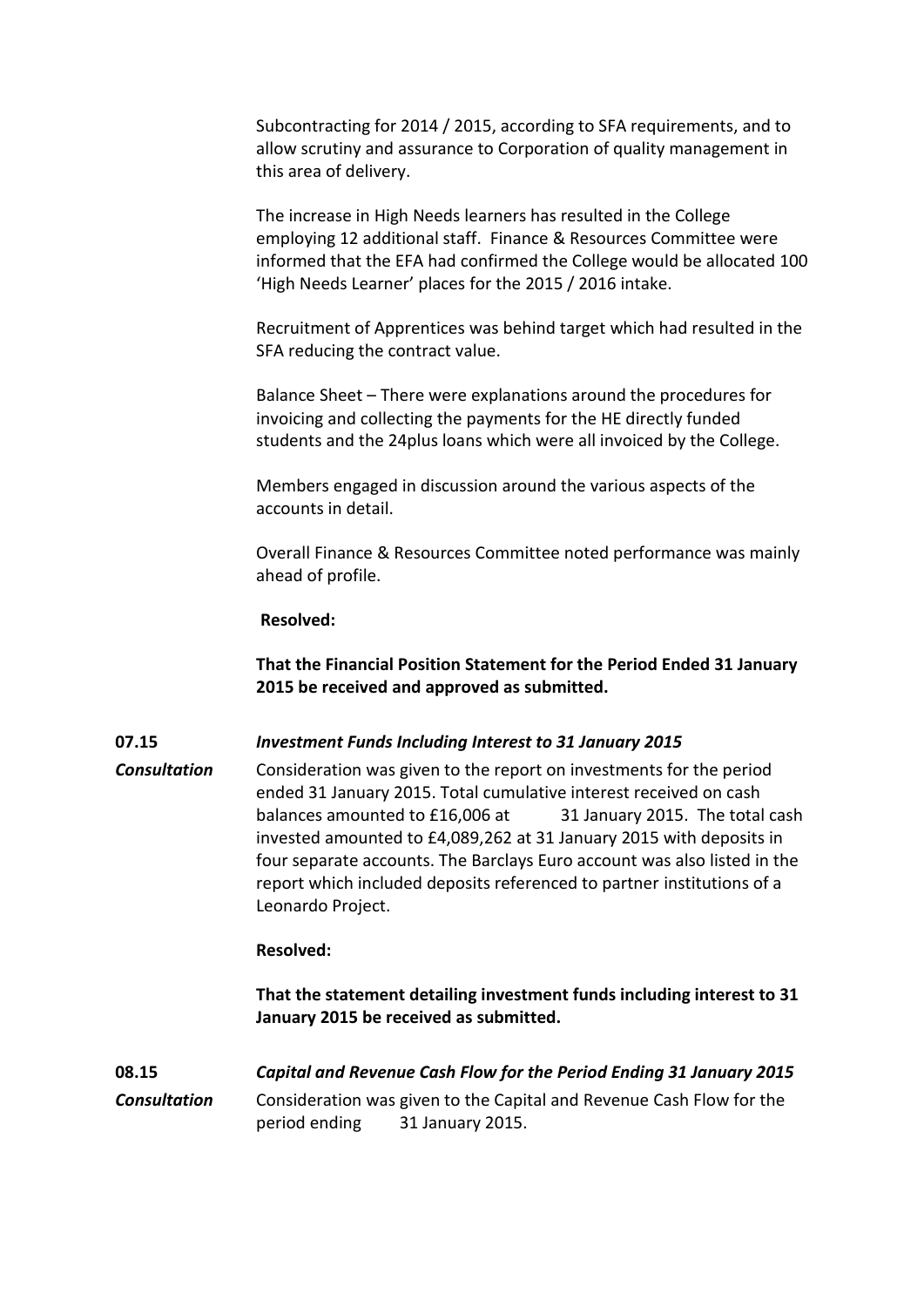Subcontracting for 2014 / 2015, according to SFA requirements, and to allow scrutiny and assurance to Corporation of quality management in this area of delivery.

The increase in High Needs learners has resulted in the College employing 12 additional staff. Finance & Resources Committee were informed that the EFA had confirmed the College would be allocated 100 'High Needs Learner' places for the 2015 / 2016 intake.

Recruitment of Apprentices was behind target which had resulted in the SFA reducing the contract value.

Balance Sheet – There were explanations around the procedures for invoicing and collecting the payments for the HE directly funded students and the 24plus loans which were all invoiced by the College.

Members engaged in discussion around the various aspects of the accounts in detail.

Overall Finance & Resources Committee noted performance was mainly ahead of profile.

**Resolved:**

**That the Financial Position Statement for the Period Ended 31 January 2015 be received and approved as submitted.**

**07.15** ***Investment Funds Including Interest to 31 January 2015***

***Consultation*** Consideration was given to the report on investments for the period ended 31 January 2015. Total cumulative interest received on cash balances amounted to £16,006 at 31 January 2015. The total cash invested amounted to £4,089,262 at 31 January 2015 with deposits in four separate accounts. The Barclays Euro account was also listed in the report which included deposits referenced to partner institutions of a Leonardo Project.

**Resolved:**

**That the statement detailing investment funds including interest to 31 January 2015 be received as submitted.**

**08.15** ***Capital and Revenue Cash Flow for the Period Ending 31 January 2015***

***Consultation*** Consideration was given to the Capital and Revenue Cash Flow for the period ending 31 January 2015.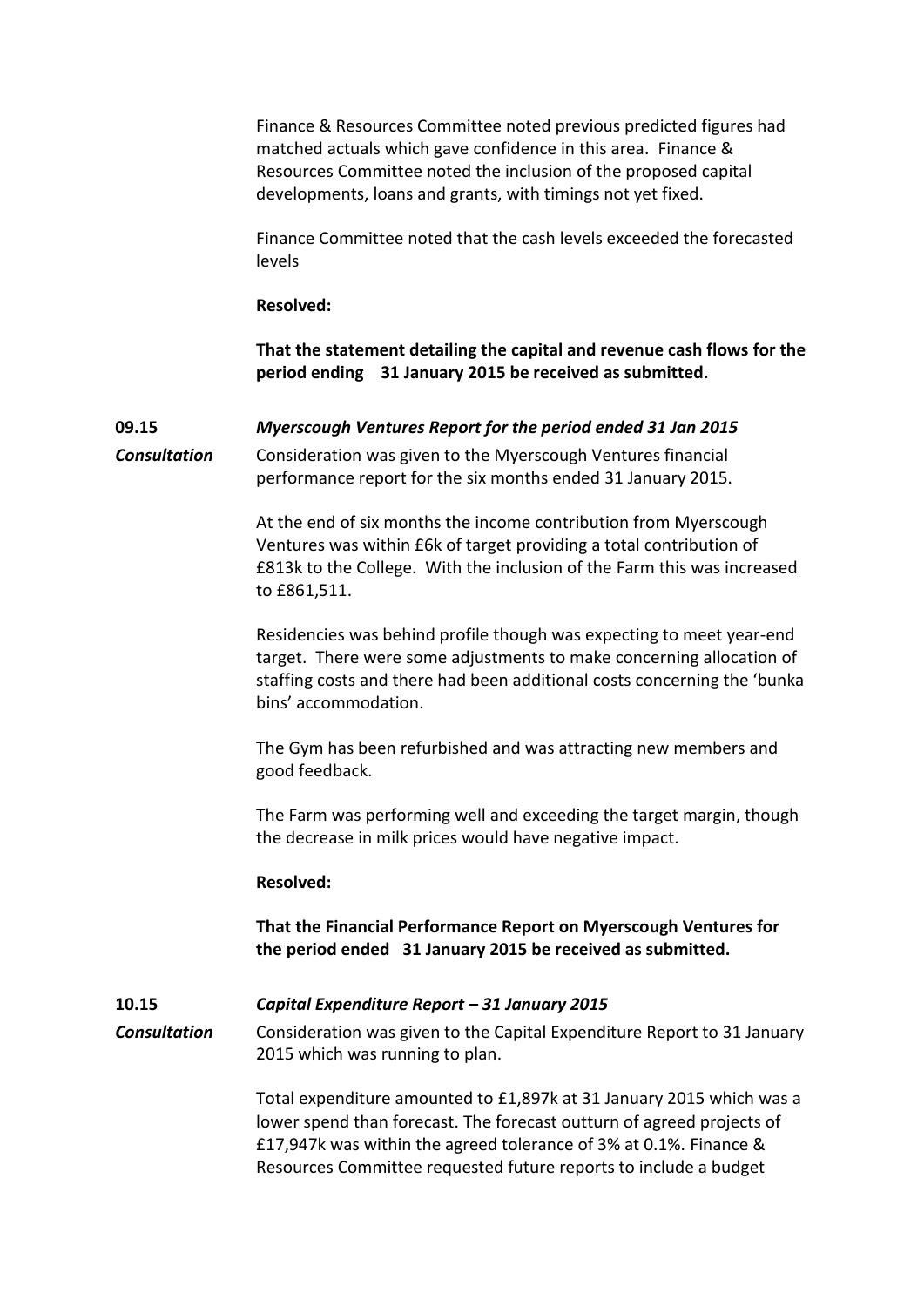Finance & Resources Committee noted previous predicted figures had matched actuals which gave confidence in this area. Finance & Resources Committee noted the inclusion of the proposed capital developments, loans and grants, with timings not yet fixed.

Finance Committee noted that the cash levels exceeded the forecasted levels

**Resolved:**

**That the statement detailing the capital and revenue cash flows for the period ending 31 January 2015 be received as submitted.**

**09.15** ***Myerscough Ventures Report for the period ended 31 Jan 2015***

***Consultation*** Consideration was given to the Myerscough Ventures financial performance report for the six months ended 31 January 2015.

At the end of six months the income contribution from Myerscough Ventures was within £6k of target providing a total contribution of £813k to the College. With the inclusion of the Farm this was increased to £861,511.

Residencies was behind profile though was expecting to meet year-end target. There were some adjustments to make concerning allocation of staffing costs and there had been additional costs concerning the 'bunka bins' accommodation.

The Gym has been refurbished and was attracting new members and good feedback.

The Farm was performing well and exceeding the target margin, though the decrease in milk prices would have negative impact.

**Resolved:**

**That the Financial Performance Report on Myerscough Ventures for the period ended 31 January 2015 be received as submitted.**

**10.15** ***Capital Expenditure Report – 31 January 2015***

***Consultation*** Consideration was given to the Capital Expenditure Report to 31 January 2015 which was running to plan.

Total expenditure amounted to £1,897k at 31 January 2015 which was a lower spend than forecast. The forecast outturn of agreed projects of £17,947k was within the agreed tolerance of 3% at 0.1%. Finance & Resources Committee requested future reports to include a budget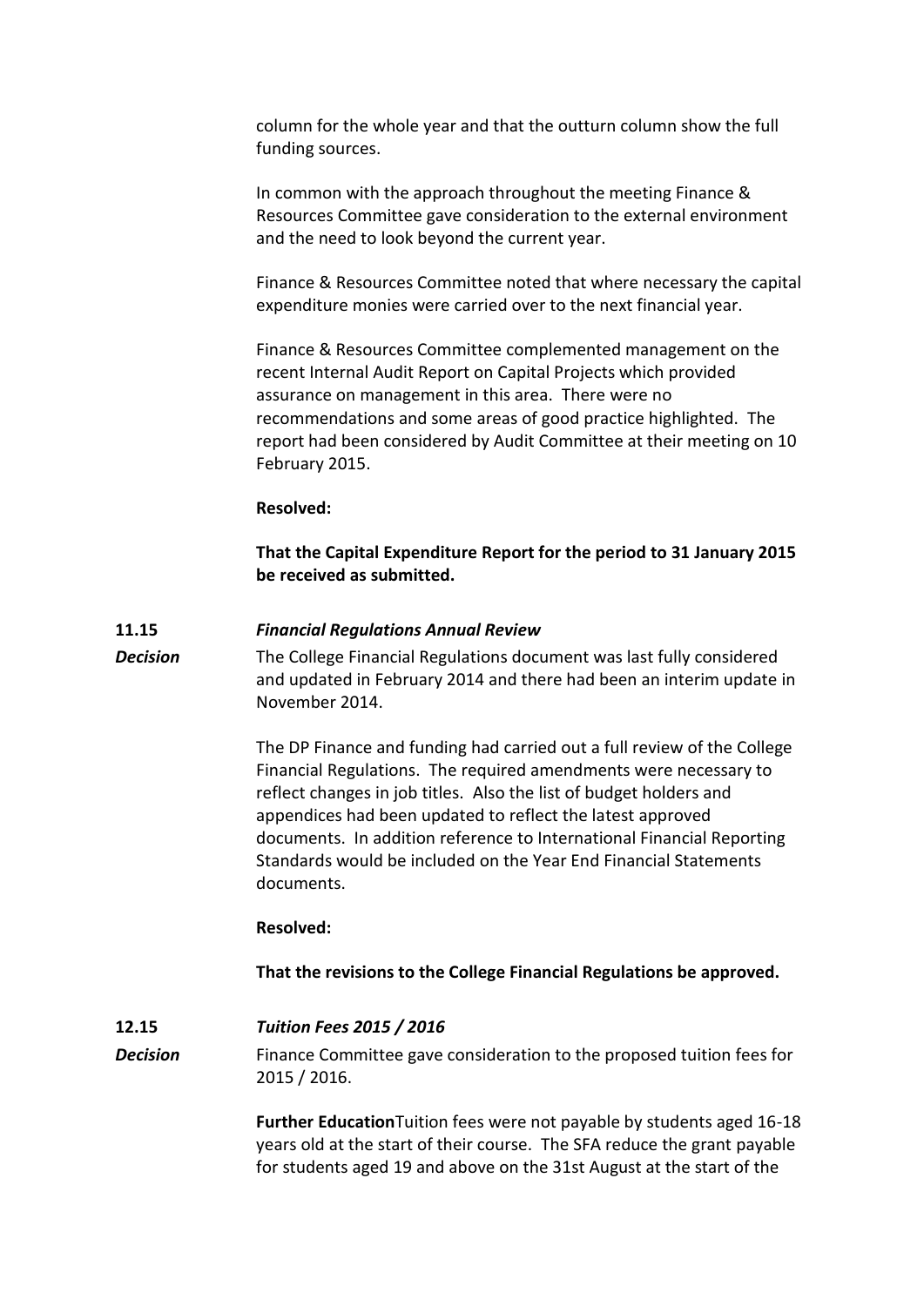column for the whole year and that the outturn column show the full funding sources.

In common with the approach throughout the meeting Finance & Resources Committee gave consideration to the external environment and the need to look beyond the current year.

Finance & Resources Committee noted that where necessary the capital expenditure monies were carried over to the next financial year.

Finance & Resources Committee complemented management on the recent Internal Audit Report on Capital Projects which provided assurance on management in this area. There were no recommendations and some areas of good practice highlighted. The report had been considered by Audit Committee at their meeting on 10 February 2015.

**Resolved:**

**That the Capital Expenditure Report for the period to 31 January 2015 be received as submitted.**

**11.15** ***Financial Regulations Annual Review***

***Decision***

The College Financial Regulations document was last fully considered and updated in February 2014 and there had been an interim update in November 2014.

The DP Finance and funding had carried out a full review of the College Financial Regulations. The required amendments were necessary to reflect changes in job titles. Also the list of budget holders and appendices had been updated to reflect the latest approved documents. In addition reference to International Financial Reporting Standards would be included on the Year End Financial Statements documents.

**Resolved:**

**That the revisions to the College Financial Regulations be approved.**

**12.15** ***Tuition Fees 2015 / 2016***

***Decision***

Finance Committee gave consideration to the proposed tuition fees for 2015 / 2016.

**Further Education**Tuition fees were not payable by students aged 16-18 years old at the start of their course. The SFA reduce the grant payable for students aged 19 and above on the 31st August at the start of the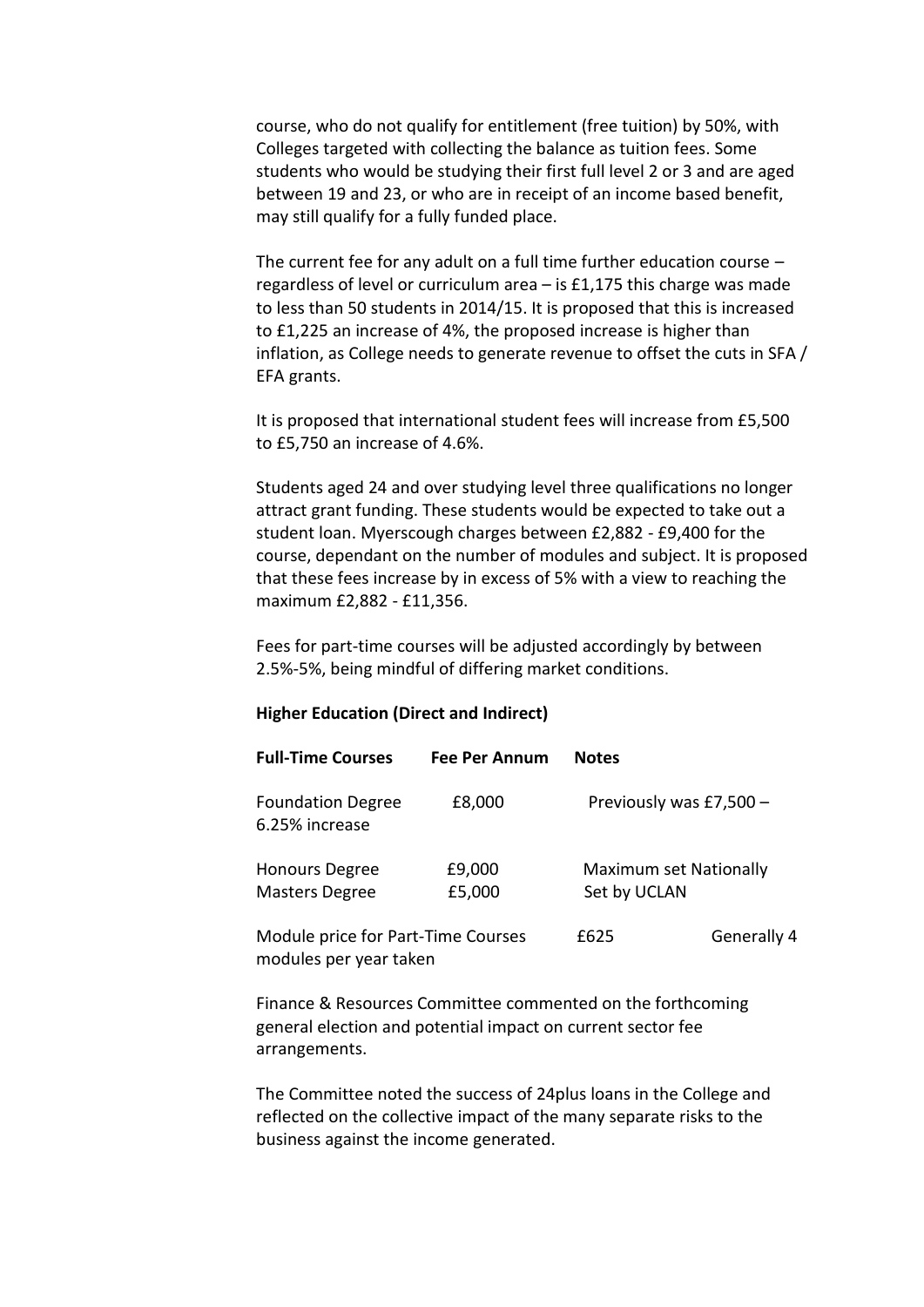course, who do not qualify for entitlement (free tuition) by 50%, with Colleges targeted with collecting the balance as tuition fees. Some students who would be studying their first full level 2 or 3 and are aged between 19 and 23, or who are in receipt of an income based benefit, may still qualify for a fully funded place.

The current fee for any adult on a full time further education course – regardless of level or curriculum area – is £1,175 this charge was made to less than 50 students in 2014/15. It is proposed that this is increased to £1,225 an increase of 4%, the proposed increase is higher than inflation, as College needs to generate revenue to offset the cuts in SFA / EFA grants.

It is proposed that international student fees will increase from £5,500 to £5,750 an increase of 4.6%.

Students aged 24 and over studying level three qualifications no longer attract grant funding. These students would be expected to take out a student loan. Myerscough charges between £2,882 - £9,400 for the course, dependant on the number of modules and subject. It is proposed that these fees increase by in excess of 5% with a view to reaching the maximum £2,882 - £11,356.

Fees for part-time courses will be adjusted accordingly by between 2.5%-5%, being mindful of differing market conditions.

**Higher Education (Direct and Indirect)**

| **Full-Time Courses** | **Fee Per Annum** | **Notes** |
|---|---|---|
| Foundation Degree | £8,000 | Previously was £7,500 – 6.25% increase |
| Honours Degree | £9,000 | Maximum set Nationally |
| Masters Degree | £5,000 | Set by UCLAN |
| Module price for Part-Time Courses | £625 | Generally 4 modules per year taken |

Finance & Resources Committee commented on the forthcoming general election and potential impact on current sector fee arrangements.

The Committee noted the success of 24plus loans in the College and reflected on the collective impact of the many separate risks to the business against the income generated.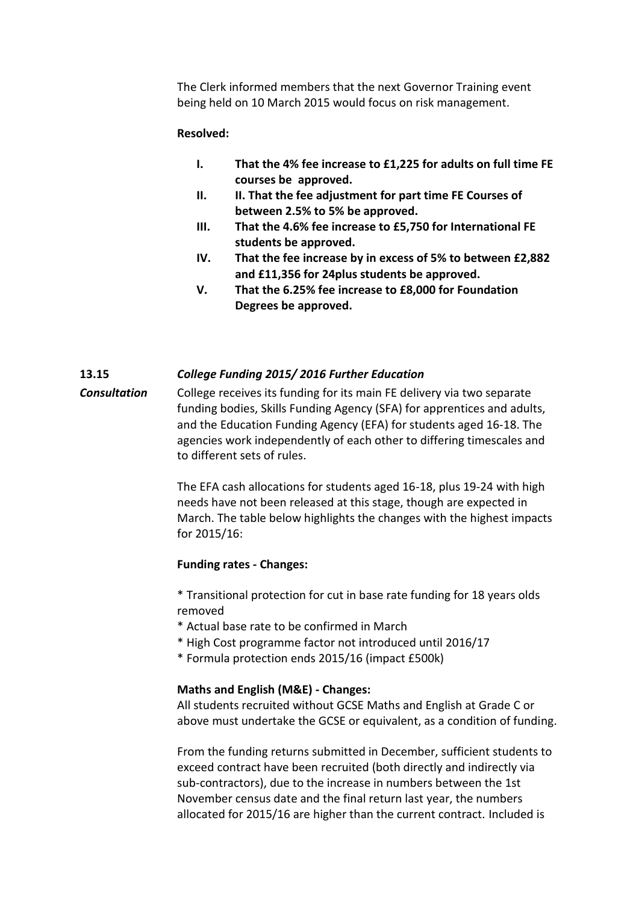The Clerk informed members that the next Governor Training event being held on 10 March 2015 would focus on risk management.

**Resolved:**

- **I. That the 4% fee increase to £1,225 for adults on full time FE courses be approved.**
- **II. II. That the fee adjustment for part time FE Courses of between 2.5% to 5% be approved.**
- **III. That the 4.6% fee increase to £5,750 for International FE students be approved.**
- **IV. That the fee increase by in excess of 5% to between £2,882 and £11,356 for 24plus students be approved.**
- **V. That the 6.25% fee increase to £8,000 for Foundation Degrees be approved.**

**13.15** ***College Funding 2015/ 2016 Further Education***

***Consultation***

College receives its funding for its main FE delivery via two separate funding bodies, Skills Funding Agency (SFA) for apprentices and adults, and the Education Funding Agency (EFA) for students aged 16-18. The agencies work independently of each other to differing timescales and to different sets of rules.

The EFA cash allocations for students aged 16-18, plus 19-24 with high needs have not been released at this stage, though are expected in March. The table below highlights the changes with the highest impacts for 2015/16:

**Funding rates - Changes:**

* Transitional protection for cut in base rate funding for 18 years olds removed
* Actual base rate to be confirmed in March
* High Cost programme factor not introduced until 2016/17
* Formula protection ends 2015/16 (impact £500k)

**Maths and English (M&E) - Changes:**
All students recruited without GCSE Maths and English at Grade C or above must undertake the GCSE or equivalent, as a condition of funding.

From the funding returns submitted in December, sufficient students to exceed contract have been recruited (both directly and indirectly via sub-contractors), due to the increase in numbers between the 1st November census date and the final return last year, the numbers allocated for 2015/16 are higher than the current contract. Included is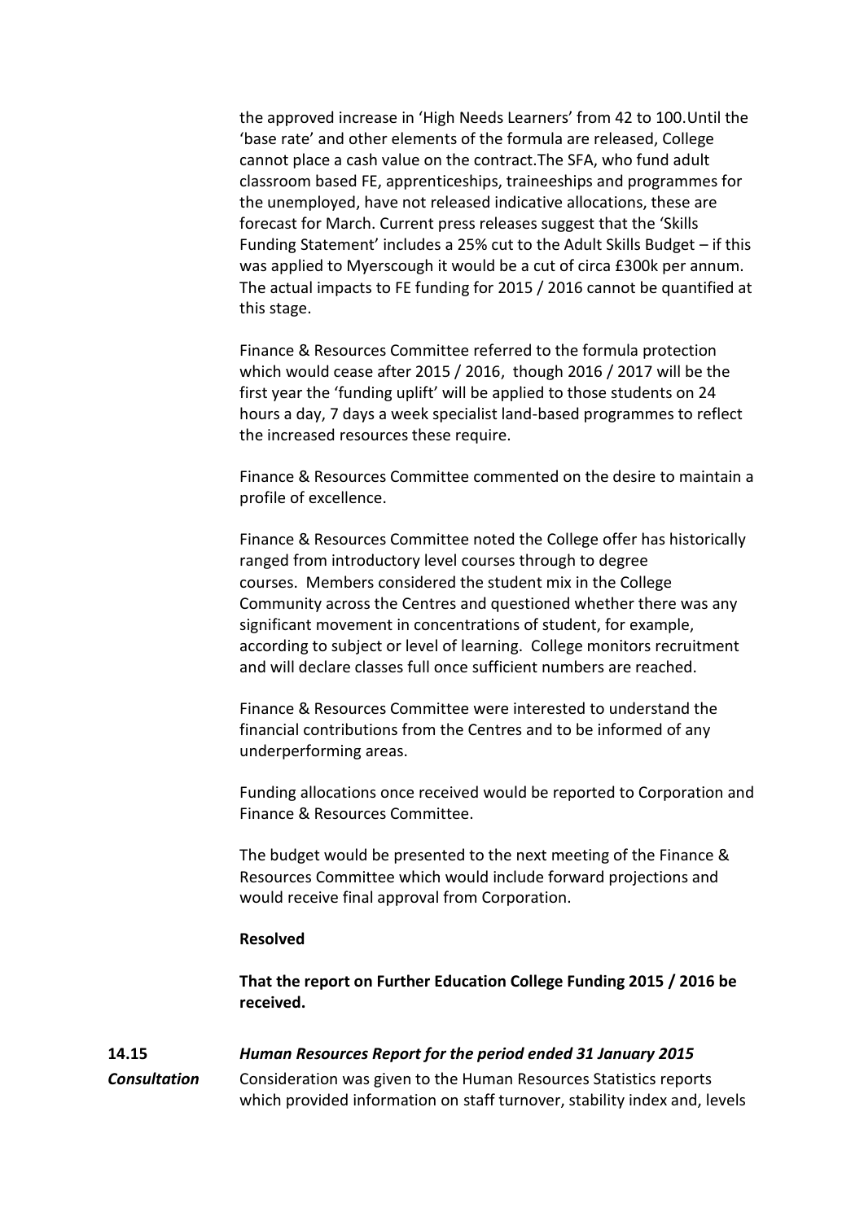the approved increase in 'High Needs Learners' from 42 to 100.Until the 'base rate' and other elements of the formula are released, College cannot place a cash value on the contract.The SFA, who fund adult classroom based FE, apprenticeships, traineeships and programmes for the unemployed, have not released indicative allocations, these are forecast for March. Current press releases suggest that the 'Skills Funding Statement' includes a 25% cut to the Adult Skills Budget – if this was applied to Myerscough it would be a cut of circa £300k per annum. The actual impacts to FE funding for 2015 / 2016 cannot be quantified at this stage.

Finance & Resources Committee referred to the formula protection which would cease after 2015 / 2016, though 2016 / 2017 will be the first year the 'funding uplift' will be applied to those students on 24 hours a day, 7 days a week specialist land-based programmes to reflect the increased resources these require.

Finance & Resources Committee commented on the desire to maintain a profile of excellence.

Finance & Resources Committee noted the College offer has historically ranged from introductory level courses through to degree courses. Members considered the student mix in the College Community across the Centres and questioned whether there was any significant movement in concentrations of student, for example, according to subject or level of learning. College monitors recruitment and will declare classes full once sufficient numbers are reached.

Finance & Resources Committee were interested to understand the financial contributions from the Centres and to be informed of any underperforming areas.

Funding allocations once received would be reported to Corporation and Finance & Resources Committee.

The budget would be presented to the next meeting of the Finance & Resources Committee which would include forward projections and would receive final approval from Corporation.

**Resolved**

**That the report on Further Education College Funding 2015 / 2016 be received.**

**14.15** ***Human Resources Report for the period ended 31 January 2015***

***Consultation*** Consideration was given to the Human Resources Statistics reports which provided information on staff turnover, stability index and, levels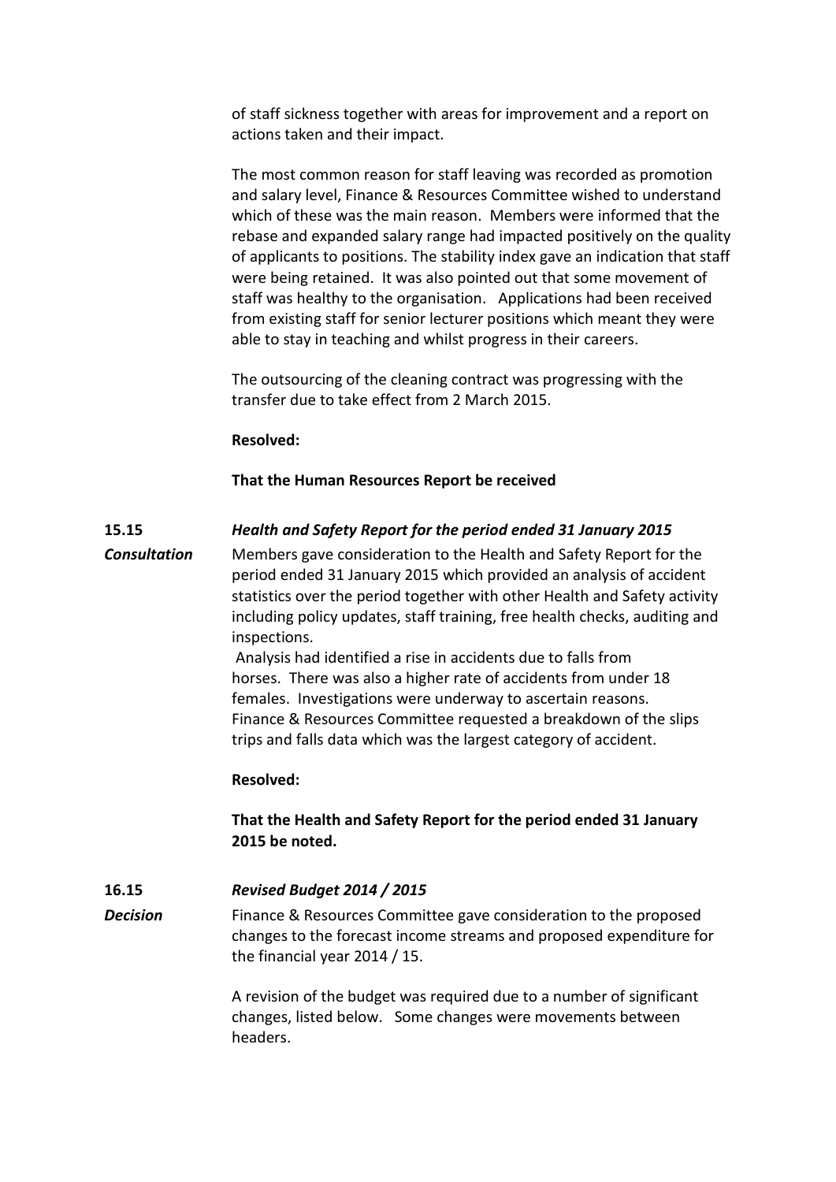of staff sickness together with areas for improvement and a report on actions taken and their impact.

The most common reason for staff leaving was recorded as promotion and salary level, Finance & Resources Committee wished to understand which of these was the main reason. Members were informed that the rebase and expanded salary range had impacted positively on the quality of applicants to positions. The stability index gave an indication that staff were being retained. It was also pointed out that some movement of staff was healthy to the organisation. Applications had been received from existing staff for senior lecturer positions which meant they were able to stay in teaching and whilst progress in their careers.

The outsourcing of the cleaning contract was progressing with the transfer due to take effect from 2 March 2015.

**Resolved:**

**That the Human Resources Report be received**

**15.15** ***Health and Safety Report for the period ended 31 January 2015***

***Consultation***

Members gave consideration to the Health and Safety Report for the period ended 31 January 2015 which provided an analysis of accident statistics over the period together with other Health and Safety activity including policy updates, staff training, free health checks, auditing and inspections.

Analysis had identified a rise in accidents due to falls from horses. There was also a higher rate of accidents from under 18 females. Investigations were underway to ascertain reasons. Finance & Resources Committee requested a breakdown of the slips trips and falls data which was the largest category of accident.

**Resolved:**

**That the Health and Safety Report for the period ended 31 January 2015 be noted.**

**16.15** ***Revised Budget 2014 / 2015***

***Decision***

Finance & Resources Committee gave consideration to the proposed changes to the forecast income streams and proposed expenditure for the financial year 2014 / 15.

A revision of the budget was required due to a number of significant changes, listed below. Some changes were movements between headers.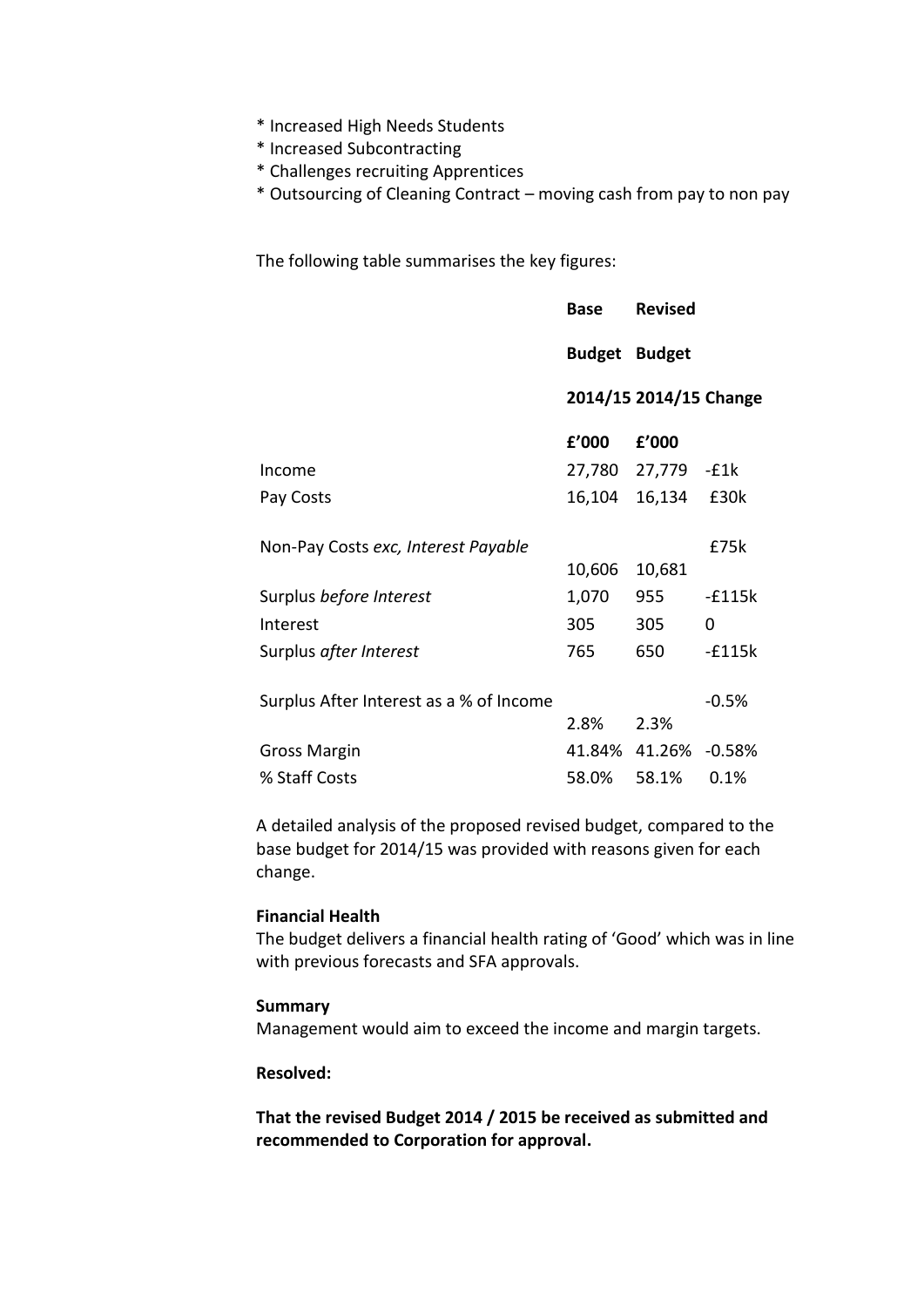* Increased High Needs Students
* Increased Subcontracting
* Challenges recruiting Apprentices
* Outsourcing of Cleaning Contract – moving cash from pay to non pay

The following table summarises the key figures:

| | Base Budget 2014/15 | Revised Budget 2014/15 | Change |
|---|---|---|---|
| | £'000 | £'000 | |
| Income | 27,780 | 27,779 | -£1k |
| Pay Costs | 16,104 | 16,134 | £30k |
| Non-Pay Costs *exc, Interest Payable* | 10,606 | 10,681 | £75k |
| Surplus *before Interest* | 1,070 | 955 | -£115k |
| Interest | 305 | 305 | 0 |
| Surplus *after Interest* | 765 | 650 | -£115k |
| Surplus After Interest as a % of Income | 2.8% | 2.3% | -0.5% |
| Gross Margin | 41.84% | 41.26% | -0.58% |
| % Staff Costs | 58.0% | 58.1% | 0.1% |

A detailed analysis of the proposed revised budget, compared to the base budget for 2014/15 was provided with reasons given for each change.

**Financial Health**

The budget delivers a financial health rating of 'Good' which was in line with previous forecasts and SFA approvals.

**Summary**

Management would aim to exceed the income and margin targets.

**Resolved:**

**That the revised Budget 2014 / 2015 be received as submitted and recommended to Corporation for approval.**